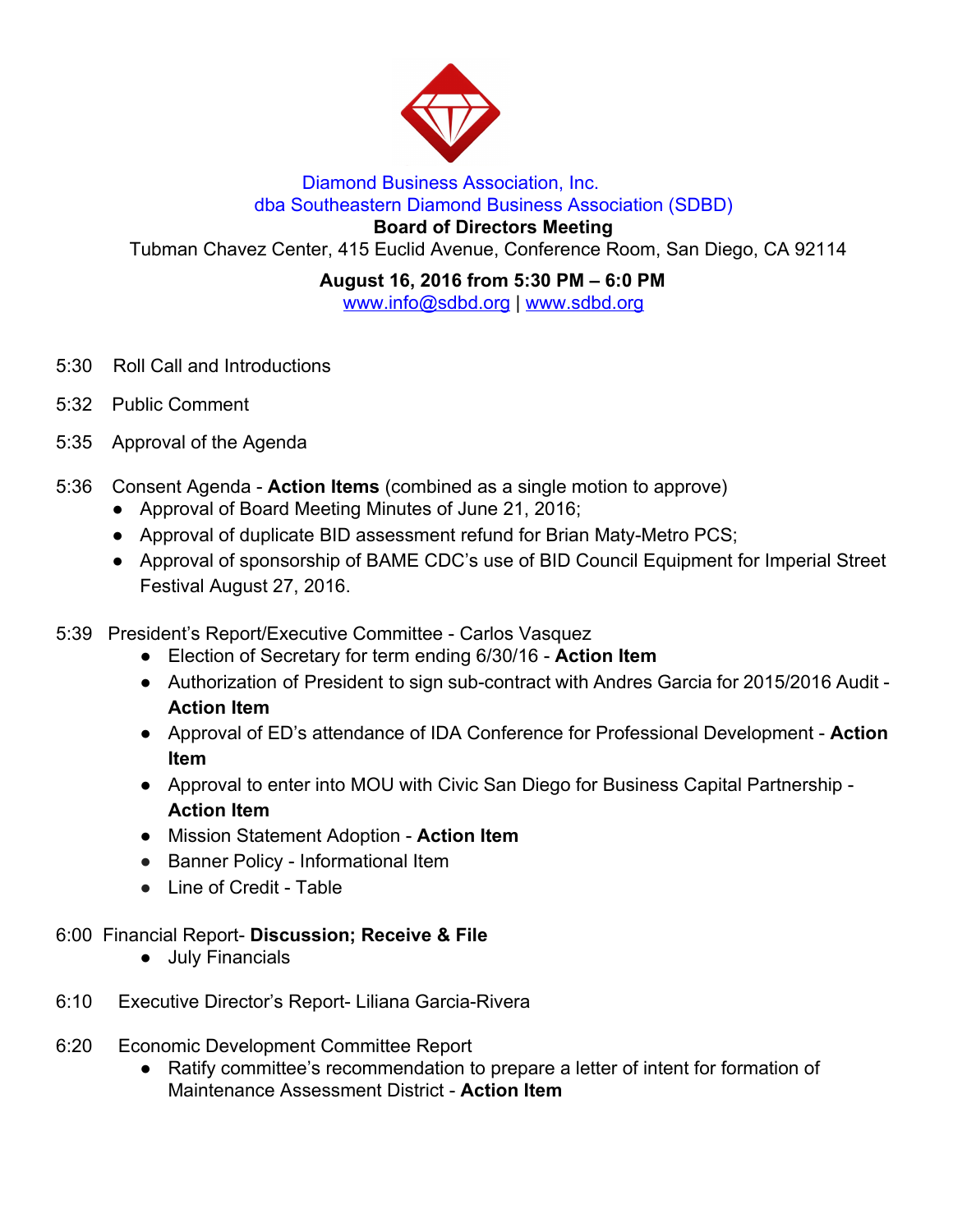Diamond Business Association, Inc.
dba Southeastern Diamond Business Association (SDBD)

**Board of Directors Meeting**

Tubman Chavez Center, 415 Euclid Avenue, Conference Room, San Diego, CA 92114

**August 16, 2016 from 5:30 PM – 6:0 PM**

www.info@sdbd.org | www.sdbd.org

5:30 Roll Call and Introductions

5:32 Public Comment

5:35 Approval of the Agenda

5:36 Consent Agenda - **Action Items** (combined as a single motion to approve)

- Approval of Board Meeting Minutes of June 21, 2016;
- Approval of duplicate BID assessment refund for Brian Maty-Metro PCS;
- Approval of sponsorship of BAME CDC's use of BID Council Equipment for Imperial Street Festival August 27, 2016.

5:39 President's Report/Executive Committee - Carlos Vasquez

- Election of Secretary for term ending 6/30/16 - **Action Item**
- Authorization of President to sign sub-contract with Andres Garcia for 2015/2016 Audit - **Action Item**
- Approval of ED's attendance of IDA Conference for Professional Development - **Action Item**
- Approval to enter into MOU with Civic San Diego for Business Capital Partnership - **Action Item**
- Mission Statement Adoption - **Action Item**
- Banner Policy - Informational Item
- Line of Credit - Table

6:00 Financial Report- **Discussion; Receive & File**

- July Financials

6:10 Executive Director's Report- Liliana Garcia-Rivera

6:20 Economic Development Committee Report

- Ratify committee's recommendation to prepare a letter of intent for formation of Maintenance Assessment District - **Action Item**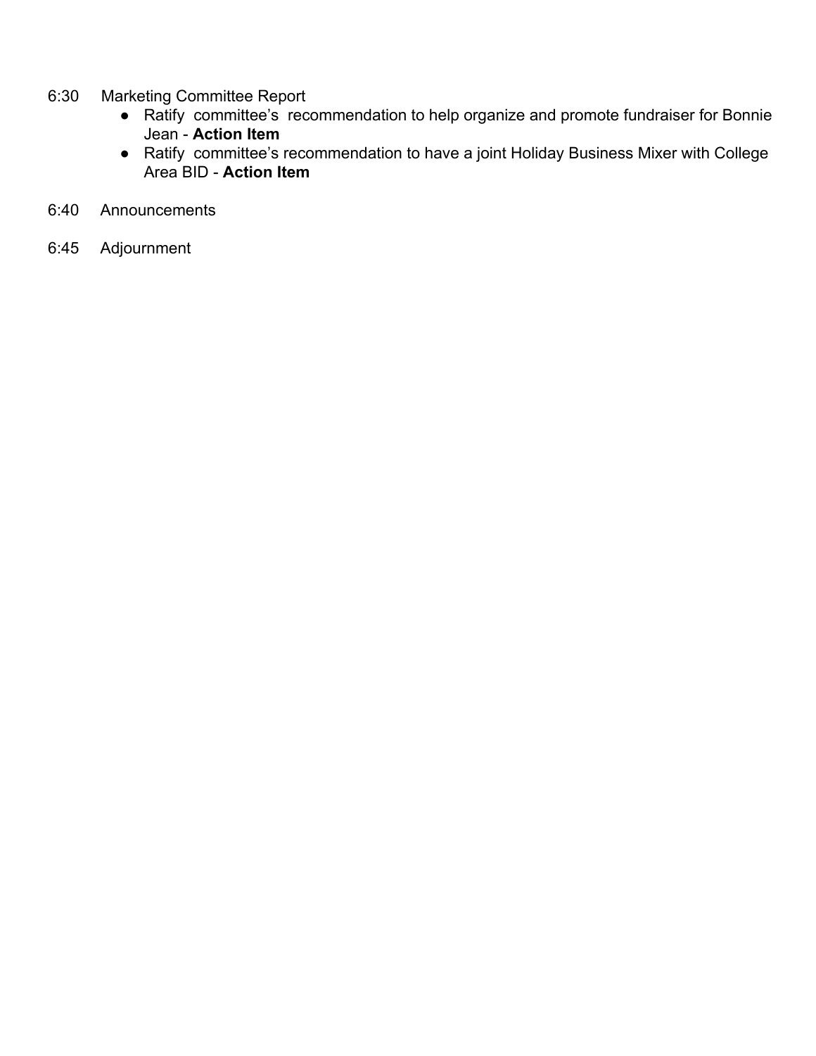6:30 Marketing Committee Report

- Ratify committee's recommendation to help organize and promote fundraiser for Bonnie Jean - **Action Item**
- Ratify committee's recommendation to have a joint Holiday Business Mixer with College Area BID - **Action Item**

6:40 Announcements

6:45 Adjournment